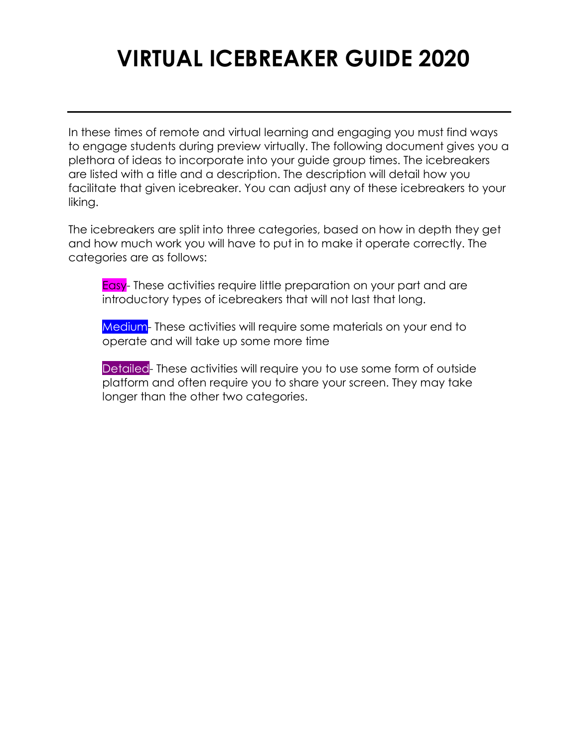# VIRTUAL ICEBREAKER GUIDE 2020

---

In these times of remote and virtual learning and engaging you must find ways to engage students during preview virtually. The following document gives you a plethora of ideas to incorporate into your guide group times. The icebreakers are listed with a title and a description. The description will detail how you facilitate that given icebreaker. You can adjust any of these icebreakers to your liking.

The icebreakers are split into three categories, based on how in depth they get and how much work you will have to put in to make it operate correctly. The categories are as follows:

> Easy- These activities require little preparation on your part and are introductory types of icebreakers that will not last that long.
>
> Medium- These activities will require some materials on your end to operate and will take up some more time
>
> Detailed- These activities will require you to use some form of outside platform and often require you to share your screen. They may take longer than the other two categories.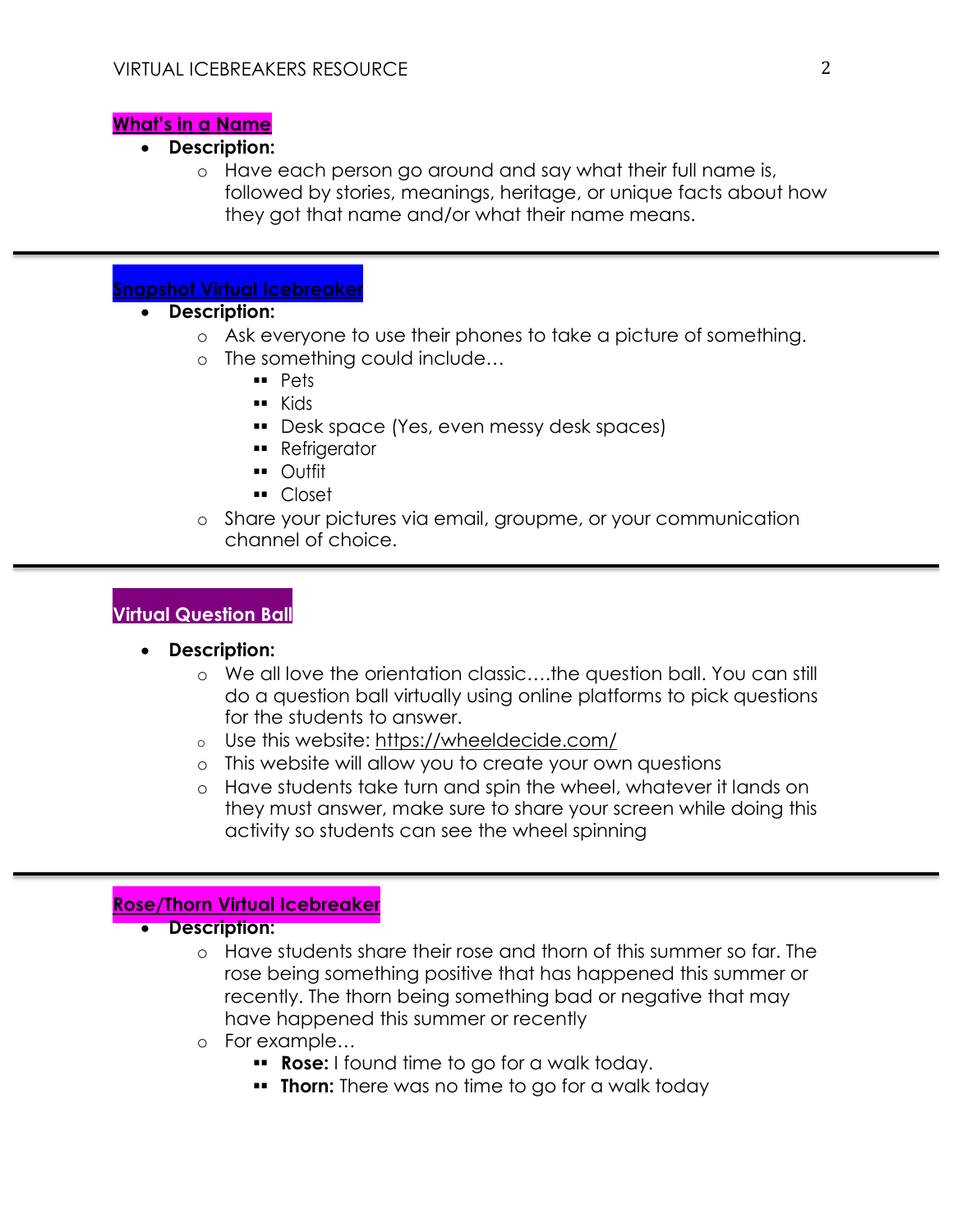## What's in a Name

- **Description:**
    - Have each person go around and say what their full name is, followed by stories, meanings, heritage, or unique facts about how they got that name and/or what their name means.

---

## Snapshot Virtual Icebreaker

- **Description:**
    - Ask everyone to use their phones to take a picture of something.
    - The something could include…
        - Pets
        - Kids
        - Desk space (Yes, even messy desk spaces)
        - Refrigerator
        - Outfit
        - Closet
    - Share your pictures via email, groupme, or your communication channel of choice.

---

## Virtual Question Ball

- **Description:**
    - We all love the orientation classic….the question ball. You can still do a question ball virtually using online platforms to pick questions for the students to answer.
    - Use this website: https://wheeldecide.com/
    - This website will allow you to create your own questions
    - Have students take turn and spin the wheel, whatever it lands on they must answer, make sure to share your screen while doing this activity so students can see the wheel spinning

---

## Rose/Thorn Virtual Icebreaker

- **Description:**
    - Have students share their rose and thorn of this summer so far. The rose being something positive that has happened this summer or recently. The thorn being something bad or negative that may have happened this summer or recently
    - For example…
        - **Rose:** I found time to go for a walk today.
        - **Thorn:** There was no time to go for a walk today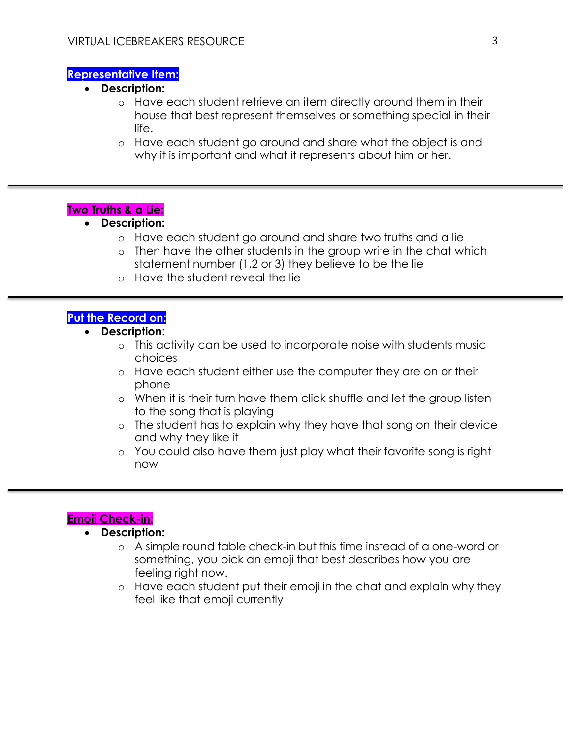## Representative Item:

- **Description:**
  - Have each student retrieve an item directly around them in their house that best represent themselves or something special in their life.
  - Have each student go around and share what the object is and why it is important and what it represents about him or her.

---

## Two Truths & a Lie:

- **Description:**
  - Have each student go around and share two truths and a lie
  - Then have the other students in the group write in the chat which statement number (1,2 or 3) they believe to be the lie
  - Have the student reveal the lie

---

## Put the Record on:

- **Description**:
  - This activity can be used to incorporate noise with students music choices
  - Have each student either use the computer they are on or their phone
  - When it is their turn have them click shuffle and let the group listen to the song that is playing
  - The student has to explain why they have that song on their device and why they like it
  - You could also have them just play what their favorite song is right now

---

## Emoji Check-in:

- **Description:**
  - A simple round table check-in but this time instead of a one-word or something, you pick an emoji that best describes how you are feeling right now.
  - Have each student put their emoji in the chat and explain why they feel like that emoji currently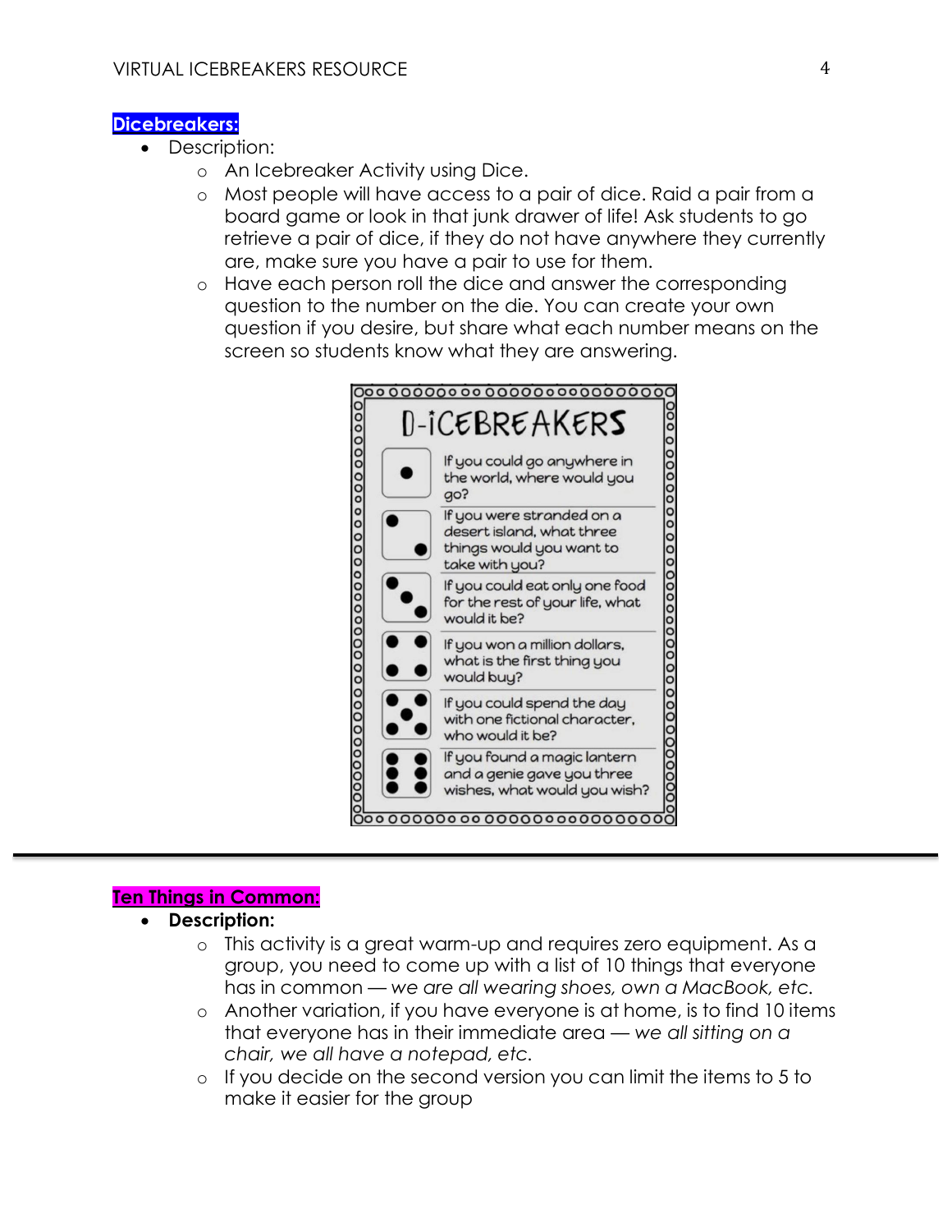## Dicebreakers:

- Description:
  - An Icebreaker Activity using Dice.
  - Most people will have access to a pair of dice. Raid a pair from a board game or look in that junk drawer of life! Ask students to go retrieve a pair of dice, if they do not have anywhere they currently are, make sure you have a pair to use for them.
  - Have each person roll the dice and answer the corresponding question to the number on the die. You can create your own question if you desire, but share what each number means on the screen so students know what they are answering.

**D-ICEBREAKERS**

| Die | Question |
|---|---|
| 1 | If you could go anywhere in the world, where would you go? |
| 2 | If you were stranded on a desert island, what three things would you want to take with you? |
| 3 | If you could eat only one food for the rest of your life, what would it be? |
| 4 | If you won a million dollars, what is the first thing you would buy? |
| 5 | If you could spend the day with one fictional character, who would it be? |
| 6 | If you found a magic lantern and a genie gave you three wishes, what would you wish? |

---

## Ten Things in Common:

- **Description:**
  - This activity is a great warm-up and requires zero equipment. As a group, you need to come up with a list of 10 things that everyone has in common — *we are all wearing shoes, own a MacBook, etc.*
  - Another variation, if you have everyone is at home, is to find 10 items that everyone has in their immediate area — *we all sitting on a chair, we all have a notepad, etc.*
  - If you decide on the second version you can limit the items to 5 to make it easier for the group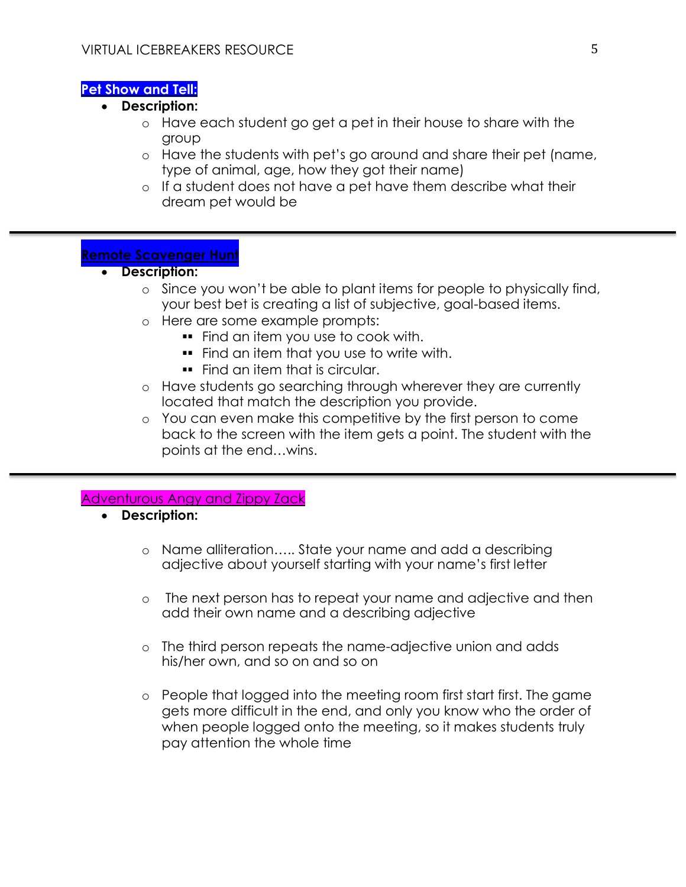### Pet Show and Tell:

- **Description:**
  - Have each student go get a pet in their house to share with the group
  - Have the students with pet's go around and share their pet (name, type of animal, age, how they got their name)
  - If a student does not have a pet have them describe what their dream pet would be

---

### Remote Scavenger Hunt

- **Description:**
  - Since you won't be able to plant items for people to physically find, your best bet is creating a list of subjective, goal-based items.
  - Here are some example prompts:
    - Find an item you use to cook with.
    - Find an item that you use to write with.
    - Find an item that is circular.
  - Have students go searching through wherever they are currently located that match the description you provide.
  - You can even make this competitive by the first person to come back to the screen with the item gets a point. The student with the points at the end…wins.

---

### Adventurous Angy and Zippy Zack

- **Description:**
  - Name alliteration….. State your name and add a describing adjective about yourself starting with your name's first letter
  - The next person has to repeat your name and adjective and then add their own name and a describing adjective
  - The third person repeats the name-adjective union and adds his/her own, and so on and so on
  - People that logged into the meeting room first start first. The game gets more difficult in the end, and only you know who the order of when people logged onto the meeting, so it makes students truly pay attention the whole time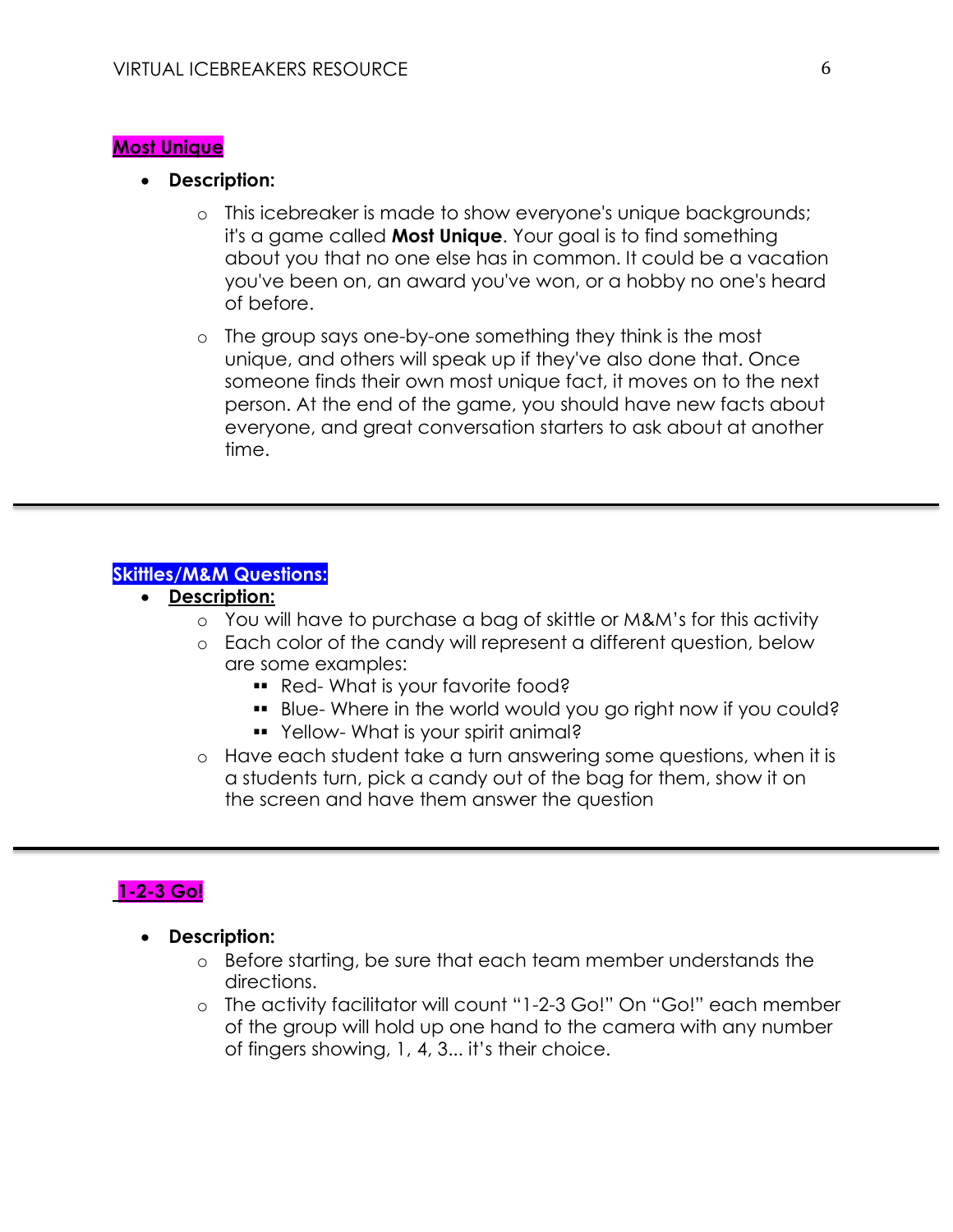## Most Unique

- **Description:**
  - This icebreaker is made to show everyone's unique backgrounds; it's a game called **Most Unique**. Your goal is to find something about you that no one else has in common. It could be a vacation you've been on, an award you've won, or a hobby no one's heard of before.
  - The group says one-by-one something they think is the most unique, and others will speak up if they've also done that. Once someone finds their own most unique fact, it moves on to the next person. At the end of the game, you should have new facts about everyone, and great conversation starters to ask about at another time.

---

## Skittles/M&M Questions:

- **Description:**
  - You will have to purchase a bag of skittle or M&M's for this activity
  - Each color of the candy will represent a different question, below are some examples:
    - Red- What is your favorite food?
    - Blue- Where in the world would you go right now if you could?
    - Yellow- What is your spirit animal?
  - Have each student take a turn answering some questions, when it is a students turn, pick a candy out of the bag for them, show it on the screen and have them answer the question

---

## 1-2-3 Go!

- **Description:**
  - Before starting, be sure that each team member understands the directions.
  - The activity facilitator will count "1-2-3 Go!" On "Go!" each member of the group will hold up one hand to the camera with any number of fingers showing, 1, 4, 3... it's their choice.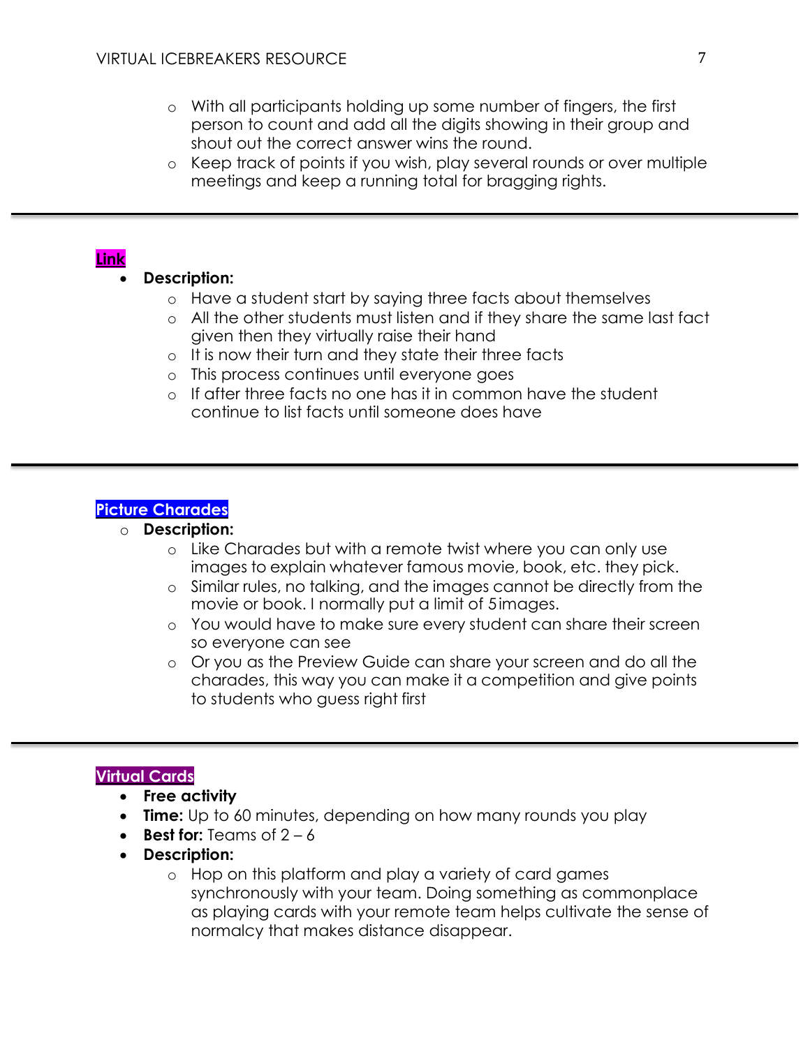- With all participants holding up some number of fingers, the first person to count and add all the digits showing in their group and shout out the correct answer wins the round.
- Keep track of points if you wish, play several rounds or over multiple meetings and keep a running total for bragging rights.

---

## Link

- **Description:**
  - Have a student start by saying three facts about themselves
  - All the other students must listen and if they share the same last fact given then they virtually raise their hand
  - It is now their turn and they state their three facts
  - This process continues until everyone goes
  - If after three facts no one has it in common have the student continue to list facts until someone does have

---

## Picture Charades

- **Description:**
  - Like Charades but with a remote twist where you can only use images to explain whatever famous movie, book, etc. they pick.
  - Similar rules, no talking, and the images cannot be directly from the movie or book. I normally put a limit of 5images.
  - You would have to make sure every student can share their screen so everyone can see
  - Or you as the Preview Guide can share your screen and do all the charades, this way you can make it a competition and give points to students who guess right first

---

## Virtual Cards

- **Free activity**
- **Time:** Up to 60 minutes, depending on how many rounds you play
- **Best for:** Teams of 2 – 6
- **Description:**
  - Hop on this platform and play a variety of card games synchronously with your team. Doing something as commonplace as playing cards with your remote team helps cultivate the sense of normalcy that makes distance disappear.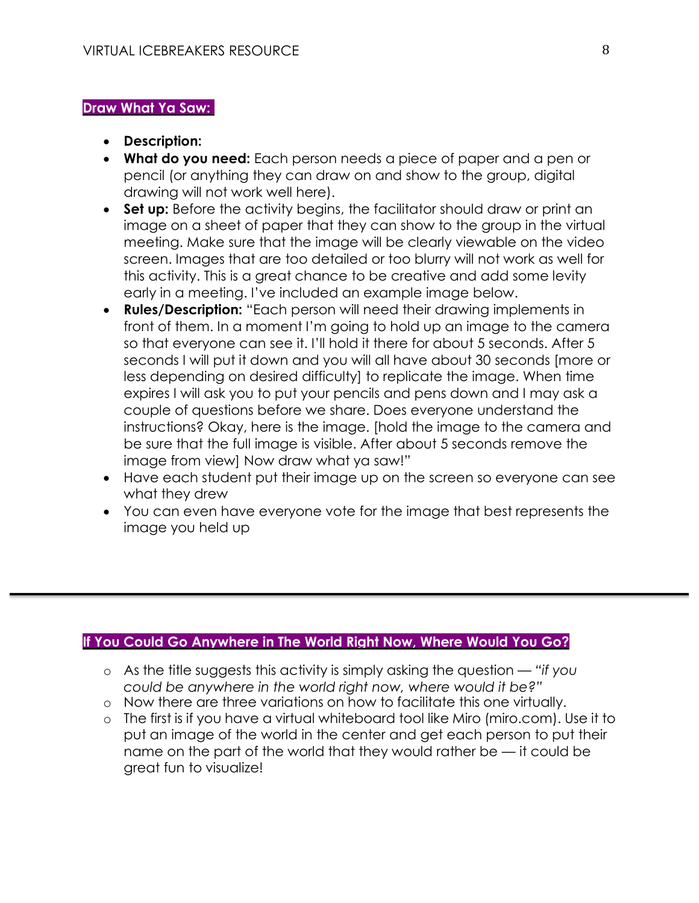## Draw What Ya Saw:

- **Description:**
- **What do you need:** Each person needs a piece of paper and a pen or pencil (or anything they can draw on and show to the group, digital drawing will not work well here).
- **Set up:** Before the activity begins, the facilitator should draw or print an image on a sheet of paper that they can show to the group in the virtual meeting. Make sure that the image will be clearly viewable on the video screen. Images that are too detailed or too blurry will not work as well for this activity. This is a great chance to be creative and add some levity early in a meeting. I've included an example image below.
- **Rules/Description:** "Each person will need their drawing implements in front of them. In a moment I'm going to hold up an image to the camera so that everyone can see it. I'll hold it there for about 5 seconds. After 5 seconds I will put it down and you will all have about 30 seconds [more or less depending on desired difficulty] to replicate the image. When time expires I will ask you to put your pencils and pens down and I may ask a couple of questions before we share. Does everyone understand the instructions? Okay, here is the image. [hold the image to the camera and be sure that the full image is visible. After about 5 seconds remove the image from view] Now draw what ya saw!"
- Have each student put their image up on the screen so everyone can see what they drew
- You can even have everyone vote for the image that best represents the image you held up

---

## If You Could Go Anywhere in The World Right Now, Where Would You Go?

- As the title suggests this activity is simply asking the question — *"if you could be anywhere in the world right now, where would it be?"*
- Now there are three variations on how to facilitate this one virtually.
- The first is if you have a virtual whiteboard tool like Miro (miro.com). Use it to put an image of the world in the center and get each person to put their name on the part of the world that they would rather be — it could be great fun to visualize!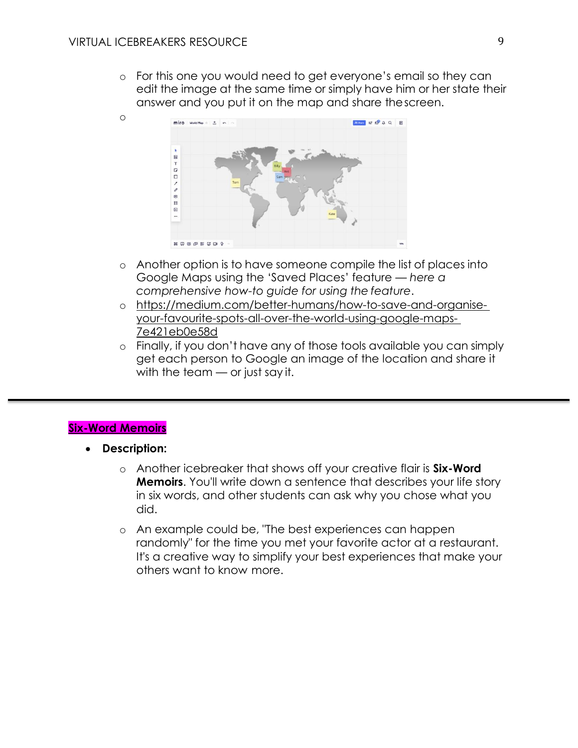- For this one you would need to get everyone's email so they can edit the image at the same time or simply have him or her state their answer and you put it on the map and share the screen.
- 
- Another option is to have someone compile the list of places into Google Maps using the 'Saved Places' feature — *here a comprehensive how-to guide for using the feature*.
- https://medium.com/better-humans/how-to-save-and-organise-your-favourite-spots-all-over-the-world-using-google-maps-7e421eb0e58d
- Finally, if you don't have any of those tools available you can simply get each person to Google an image of the location and share it with the team — or just say it.

---

## Six-Word Memoirs

- **Description:**
  - Another icebreaker that shows off your creative flair is **Six-Word Memoirs**. You'll write down a sentence that describes your life story in six words, and other students can ask why you chose what you did.
  - An example could be, "The best experiences can happen randomly" for the time you met your favorite actor at a restaurant. It's a creative way to simplify your best experiences that make your others want to know more.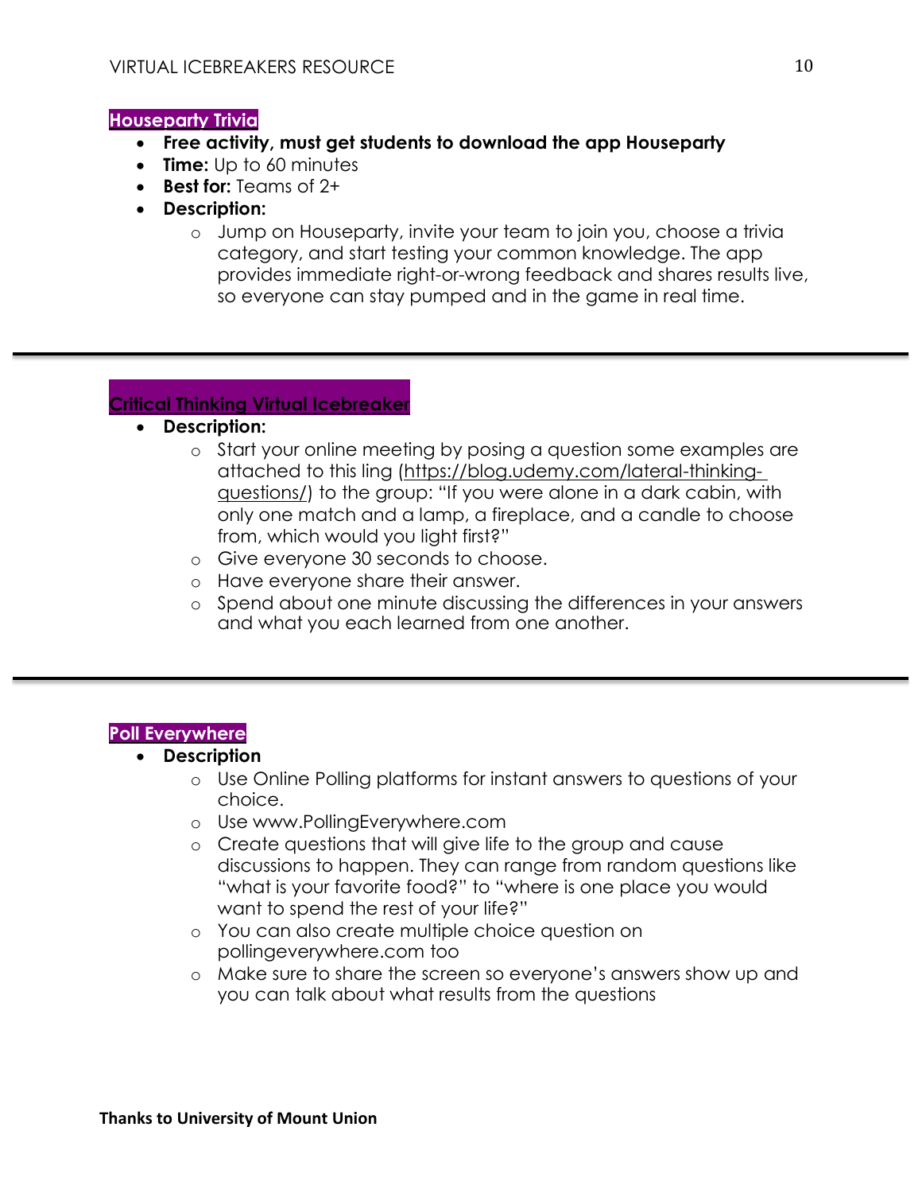## Houseparty Trivia

- **Free activity, must get students to download the app Houseparty**
- **Time:** Up to 60 minutes
- **Best for:** Teams of 2+
- **Description:**
    - Jump on Houseparty, invite your team to join you, choose a trivia category, and start testing your common knowledge. The app provides immediate right-or-wrong feedback and shares results live, so everyone can stay pumped and in the game in real time.

---

## Critical Thinking Virtual Icebreaker

- **Description:**
    - Start your online meeting by posing a question some examples are attached to this ling (https://blog.udemy.com/lateral-thinking-questions/) to the group: "If you were alone in a dark cabin, with only one match and a lamp, a fireplace, and a candle to choose from, which would you light first?"
    - Give everyone 30 seconds to choose.
    - Have everyone share their answer.
    - Spend about one minute discussing the differences in your answers and what you each learned from one another.

---

## Poll Everywhere

- **Description**
    - Use Online Polling platforms for instant answers to questions of your choice.
    - Use www.PollingEverywhere.com
    - Create questions that will give life to the group and cause discussions to happen. They can range from random questions like "what is your favorite food?" to "where is one place you would want to spend the rest of your life?"
    - You can also create multiple choice question on pollingeverywhere.com too
    - Make sure to share the screen so everyone's answers show up and you can talk about what results from the questions